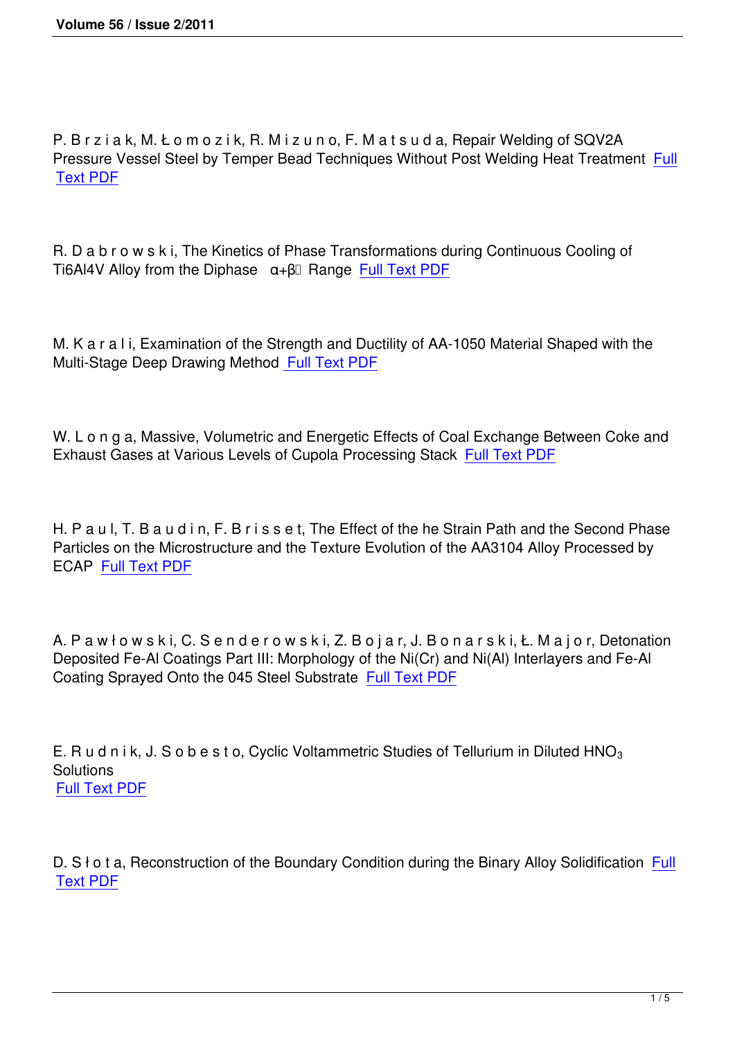P. B r z i a k, M. Ł o m o z i k, R. M i z u n o, F. M a t s u d a, Repair Welding of SQV2A Pressure Vessel Steel by Temper Bead Techniques Without Post Welding Heat Treatment Full Text PDF

R. D a b r o w s k i, The Kinetics of Phase Transformations during Continuous Cooling of Ti6Al4V Alloy from the Diphase α+β Range Full Text PDF

M. K a r a l i, Examination of the Strength and Ductility of AA-1050 Material Shaped with the Multi-Stage Deep Drawing Method Full Text PDF

W. L o n g a, Massive, Volumetric and Energetic Effects of Coal Exchange Between Coke and Exhaust Gases at Various Levels of Cupola Processing Stack Full Text PDF

H. P a u l, T. B a u d i n, F. B r i s s e t, The Effect of the he Strain Path and the Second Phase Particles on the Microstructure and the Texture Evolution of the AA3104 Alloy Processed by ECAP Full Text PDF

A. P a w ł o w s k i, C. S e n d e r o w s k i, Z. B o j a r, J. B o n a r s k i, Ł. M a j o r, Detonation Deposited Fe-Al Coatings Part III: Morphology of the Ni(Cr) and Ni(Al) Interlayers and Fe-Al Coating Sprayed Onto the 045 Steel Substrate Full Text PDF

E. R u d n i k, J. S o b e s t o, Cyclic Voltammetric Studies of Tellurium in Diluted $HNO_3$ Solutions
Full Text PDF

D. S ł o t a, Reconstruction of the Boundary Condition during the Binary Alloy Solidification Full Text PDF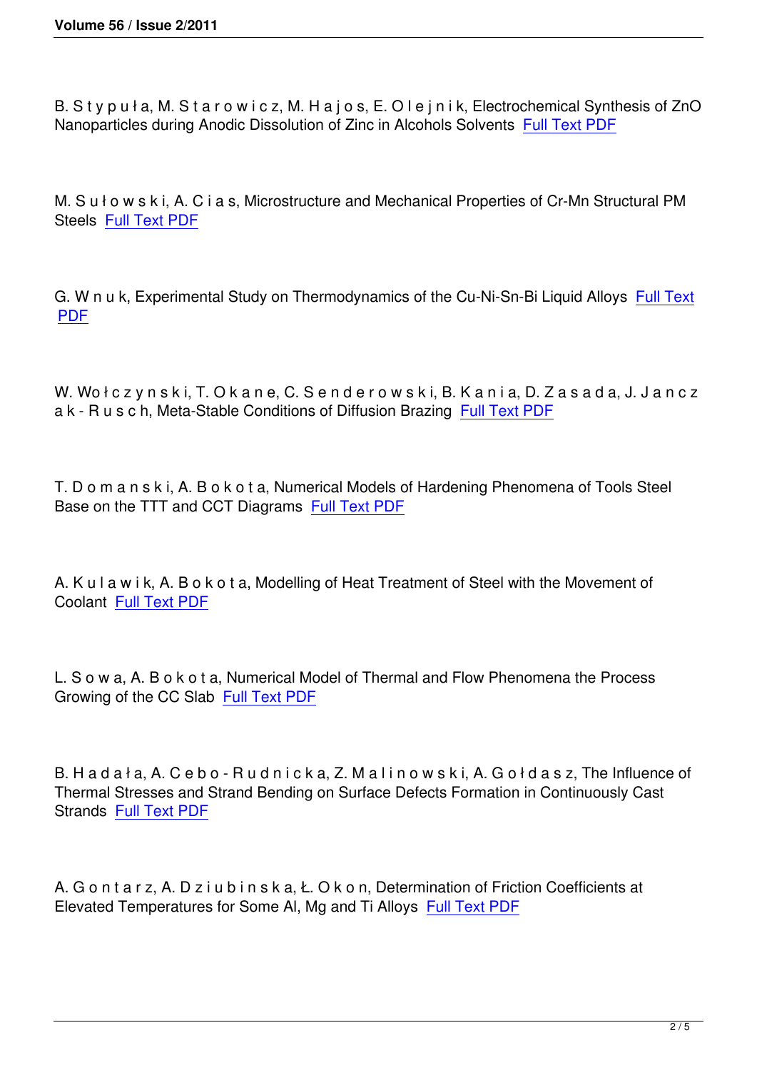B. S t y p u ł a, M. S t a r o w i c z, M. H a j o s, E. O l e j n i k, Electrochemical Synthesis of ZnO Nanoparticles during Anodic Dissolution of Zinc in Alcohols Solvents Full Text PDF

M. S u ł o w s k i, A. C i a s, Microstructure and Mechanical Properties of Cr-Mn Structural PM Steels Full Text PDF

G. W n u k, Experimental Study on Thermodynamics of the Cu-Ni-Sn-Bi Liquid Alloys Full Text PDF

W. Wo ł c z y n s k i, T. O k a n e, C. S e n d e r o w s k i, B. K a n i a, D. Z a s a d a, J. J a n c z a k - R u s c h, Meta-Stable Conditions of Diffusion Brazing Full Text PDF

T. D o m a n s k i, A. B o k o t a, Numerical Models of Hardening Phenomena of Tools Steel Base on the TTT and CCT Diagrams Full Text PDF

A. K u l a w i k, A. B o k o t a, Modelling of Heat Treatment of Steel with the Movement of Coolant Full Text PDF

L. S o w a, A. B o k o t a, Numerical Model of Thermal and Flow Phenomena the Process Growing of the CC Slab Full Text PDF

B. H a d a ł a, A. C e b o - R u d n i c k a, Z. M a l i n o w s k i, A. G o ł d a s z, The Influence of Thermal Stresses and Strand Bending on Surface Defects Formation in Continuously Cast Strands Full Text PDF

A. G o n t a r z, A. D z i u b i n s k a, Ł. O k o n, Determination of Friction Coefficients at Elevated Temperatures for Some Al, Mg and Ti Alloys Full Text PDF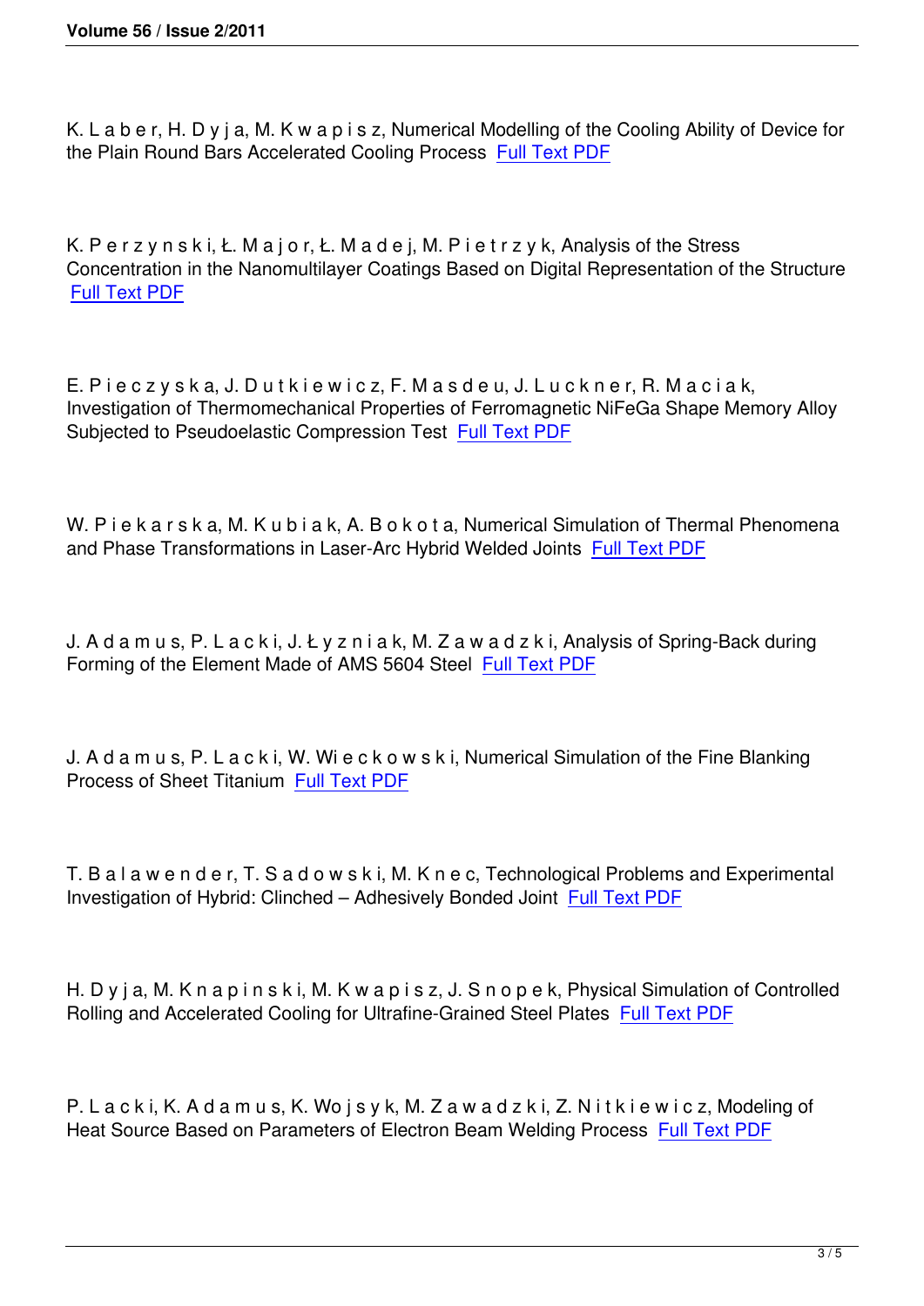K. L a b e r, H. D y j a, M. K w a p i s z, Numerical Modelling of the Cooling Ability of Device for the Plain Round Bars Accelerated Cooling Process Full Text PDF

K. P e r z y n s k i, Ł. M a j o r, Ł. M a d e j, M. P i e t r z y k, Analysis of the Stress Concentration in the Nanomultilayer Coatings Based on Digital Representation of the Structure Full Text PDF

E. P i e c z y s k a, J. D u t k i e w i c z, F. M a s d e u, J. L u c k n e r, R. M a c i a k, Investigation of Thermomechanical Properties of Ferromagnetic NiFeGa Shape Memory Alloy Subjected to Pseudoelastic Compression Test Full Text PDF

W. P i e k a r s k a, M. K u b i a k, A. B o k o t a, Numerical Simulation of Thermal Phenomena and Phase Transformations in Laser-Arc Hybrid Welded Joints Full Text PDF

J. A d a m u s, P. L a c k i, J. Ł y z n i a k, M. Z a w a d z k i, Analysis of Spring-Back during Forming of the Element Made of AMS 5604 Steel Full Text PDF

J. A d a m u s, P. L a c k i, W. Wi e c k o w s k i, Numerical Simulation of the Fine Blanking Process of Sheet Titanium Full Text PDF

T. B a l a w e n d e r, T. S a d o w s k i, M. K n e c, Technological Problems and Experimental Investigation of Hybrid: Clinched – Adhesively Bonded Joint Full Text PDF

H. D y j a, M. K n a p i n s k i, M. K w a p i s z, J. S n o p e k, Physical Simulation of Controlled Rolling and Accelerated Cooling for Ultrafine-Grained Steel Plates Full Text PDF

P. L a c k i, K. A d a m u s, K. Wo j s y k, M. Z a w a d z k i, Z. N i t k i e w i c z, Modeling of Heat Source Based on Parameters of Electron Beam Welding Process Full Text PDF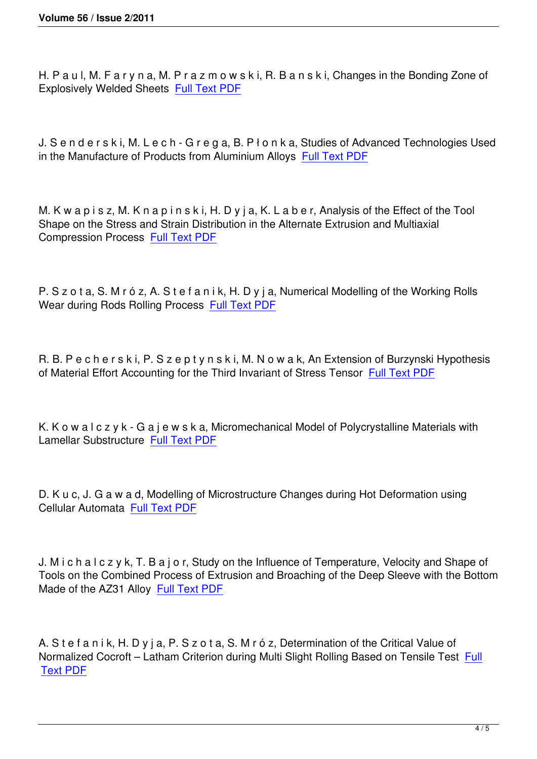H. P a u l, M. F a r y n a, M. P r a z m o w s k i, R. B a n s k i, Changes in the Bonding Zone of Explosively Welded Sheets Full Text PDF

J. S e n d e r s k i, M. L e c h - G r e g a, B. P ł o n k a, Studies of Advanced Technologies Used in the Manufacture of Products from Aluminium Alloys Full Text PDF

M. K w a p i s z, M. K n a p i n s k i, H. D y j a, K. L a b e r, Analysis of the Effect of the Tool Shape on the Stress and Strain Distribution in the Alternate Extrusion and Multiaxial Compression Process Full Text PDF

P. S z o t a, S. M r ó z, A. S t e f a n i k, H. D y j a, Numerical Modelling of the Working Rolls Wear during Rods Rolling Process Full Text PDF

R. B. P e c h e r s k i, P. S z e p t y n s k i, M. N o w a k, An Extension of Burzynski Hypothesis of Material Effort Accounting for the Third Invariant of Stress Tensor Full Text PDF

K. K o w a l c z y k - G a j e w s k a, Micromechanical Model of Polycrystalline Materials with Lamellar Substructure Full Text PDF

D. K u c, J. G a w a d, Modelling of Microstructure Changes during Hot Deformation using Cellular Automata Full Text PDF

J. M i c h a l c z y k, T. B a j o r, Study on the Influence of Temperature, Velocity and Shape of Tools on the Combined Process of Extrusion and Broaching of the Deep Sleeve with the Bottom Made of the AZ31 Alloy Full Text PDF

A. S t e f a n i k, H. D y j a, P. S z o t a, S. M r ó z, Determination of the Critical Value of Normalized Cocroft – Latham Criterion during Multi Slight Rolling Based on Tensile Test Full Text PDF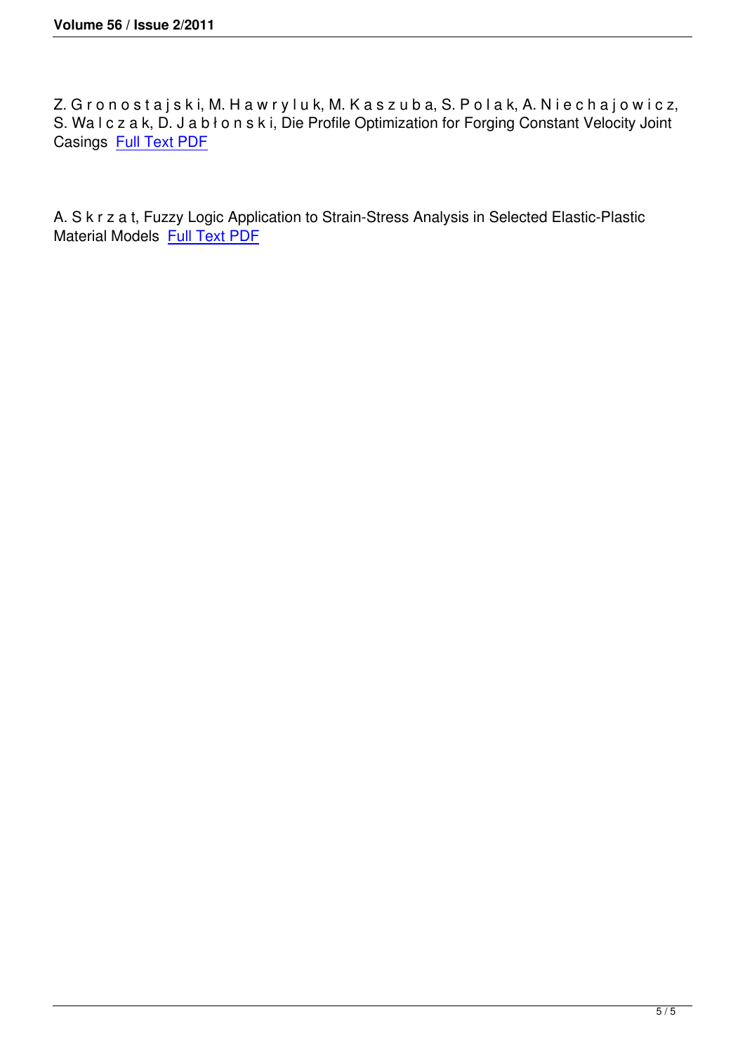Z. G r o n o s t a j s k i, M. H a w r y l u k, M. K a s z u b a, S. P o l a k, A. N i e c h a j o w i c z, S. Wa l c z a k, D. J a b ł o n s k i, Die Profile Optimization for Forging Constant Velocity Joint Casings Full Text PDF

A. S k r z a t, Fuzzy Logic Application to Strain-Stress Analysis in Selected Elastic-Plastic Material Models Full Text PDF